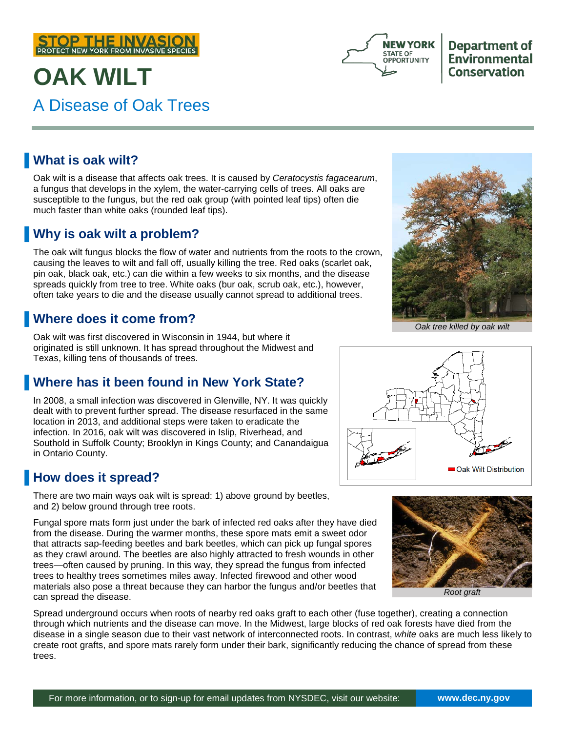STOP THE INVASION
PROTECT NEW YORK FROM INVASIVE SPECIES

# OAK WILT

## A Disease of Oak Trees

## What is oak wilt?

Oak wilt is a disease that affects oak trees. It is caused by *Ceratocystis fagacearum*, a fungus that develops in the xylem, the water-carrying cells of trees. All oaks are susceptible to the fungus, but the red oak group (with pointed leaf tips) often die much faster than white oaks (rounded leaf tips).

## Why is oak wilt a problem?

The oak wilt fungus blocks the flow of water and nutrients from the roots to the crown, causing the leaves to wilt and fall off, usually killing the tree. Red oaks (scarlet oak, pin oak, black oak, etc.) can die within a few weeks to six months, and the disease spreads quickly from tree to tree. White oaks (bur oak, scrub oak, etc.), however, often take years to die and the disease usually cannot spread to additional trees.

Oak tree killed by oak wilt

## Where does it come from?

Oak wilt was first discovered in Wisconsin in 1944, but where it originated is still unknown. It has spread throughout the Midwest and Texas, killing tens of thousands of trees.

## Where has it been found in New York State?

In 2008, a small infection was discovered in Glenville, NY. It was quickly dealt with to prevent further spread. The disease resurfaced in the same location in 2013, and additional steps were taken to eradicate the infection. In 2016, oak wilt was discovered in Islip, Riverhead, and Southold in Suffolk County; Brooklyn in Kings County; and Canandaigua in Ontario County.

Oak Wilt Distribution

## How does it spread?

There are two main ways oak wilt is spread: 1) above ground by beetles, and 2) below ground through tree roots.

Fungal spore mats form just under the bark of infected red oaks after they have died from the disease. During the warmer months, these spore mats emit a sweet odor that attracts sap-feeding beetles and bark beetles, which can pick up fungal spores as they crawl around. The beetles are also highly attracted to fresh wounds in other trees—often caused by pruning. In this way, they spread the fungus from infected trees to healthy trees sometimes miles away. Infected firewood and other wood materials also pose a threat because they can harbor the fungus and/or beetles that can spread the disease.

Root graft

Spread underground occurs when roots of nearby red oaks graft to each other (fuse together), creating a connection through which nutrients and the disease can move. In the Midwest, large blocks of red oak forests have died from the disease in a single season due to their vast network of interconnected roots. In contrast, *white* oaks are much less likely to create root grafts, and spore mats rarely form under their bark, significantly reducing the chance of spread from these trees.

For more information, or to sign-up for email updates from NYSDEC, visit our website: **www.dec.ny.gov**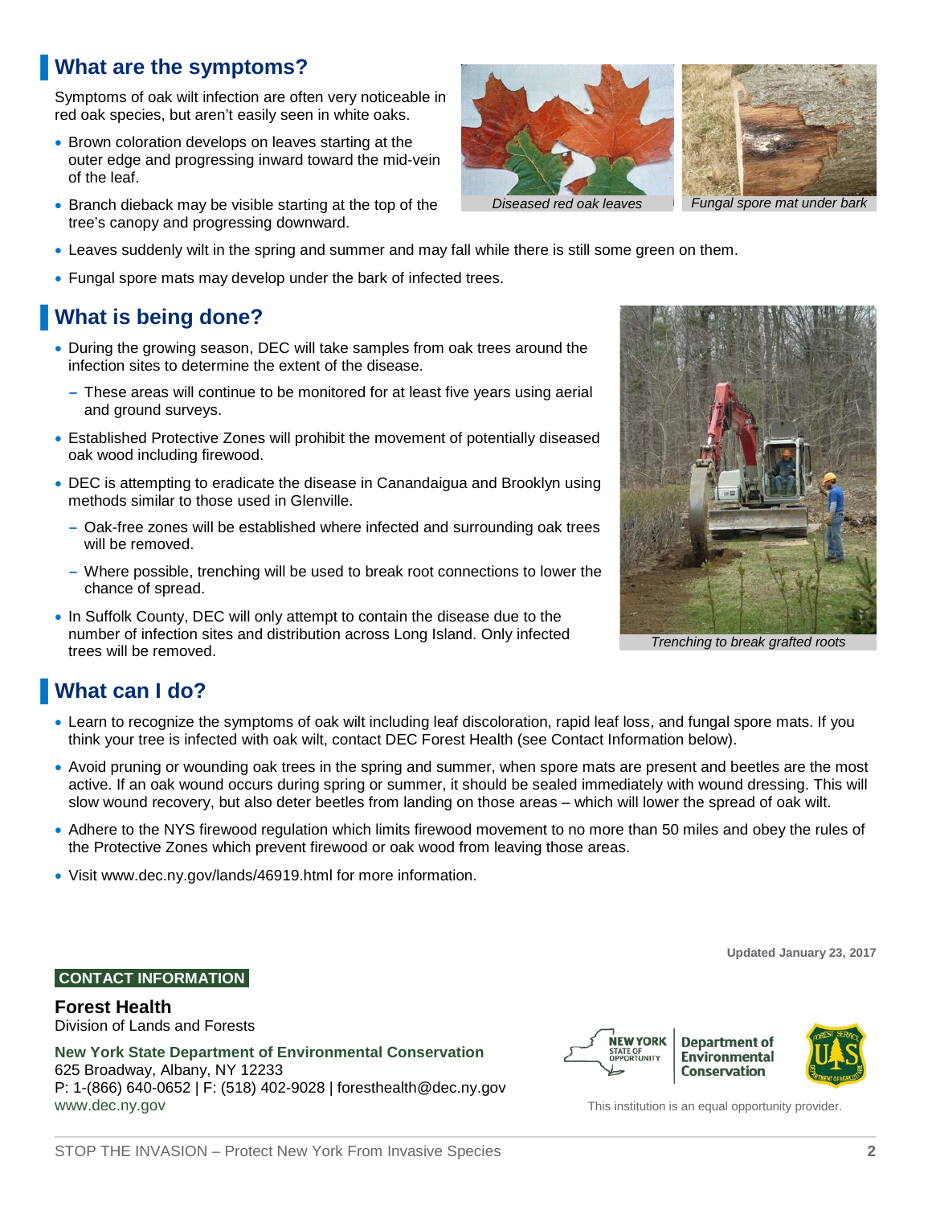## What are the symptoms?

Symptoms of oak wilt infection are often very noticeable in red oak species, but aren't easily seen in white oaks.

- Brown coloration develops on leaves starting at the outer edge and progressing inward toward the mid-vein of the leaf.
- Branch dieback may be visible starting at the top of the tree's canopy and progressing downward.
- Leaves suddenly wilt in the spring and summer and may fall while there is still some green on them.
- Fungal spore mats may develop under the bark of infected trees.

*Diseased red oak leaves*

*Fungal spore mat under bark*

## What is being done?

- During the growing season, DEC will take samples from oak trees around the infection sites to determine the extent of the disease.
  - These areas will continue to be monitored for at least five years using aerial and ground surveys.
- Established Protective Zones will prohibit the movement of potentially diseased oak wood including firewood.
- DEC is attempting to eradicate the disease in Canandaigua and Brooklyn using methods similar to those used in Glenville.
  - Oak-free zones will be established where infected and surrounding oak trees will be removed.
  - Where possible, trenching will be used to break root connections to lower the chance of spread.
- In Suffolk County, DEC will only attempt to contain the disease due to the number of infection sites and distribution across Long Island. Only infected trees will be removed.

*Trenching to break grafted roots*

## What can I do?

- Learn to recognize the symptoms of oak wilt including leaf discoloration, rapid leaf loss, and fungal spore mats. If you think your tree is infected with oak wilt, contact DEC Forest Health (see Contact Information below).
- Avoid pruning or wounding oak trees in the spring and summer, when spore mats are present and beetles are the most active. If an oak wound occurs during spring or summer, it should be sealed immediately with wound dressing. This will slow wound recovery, but also deter beetles from landing on those areas – which will lower the spread of oak wilt.
- Adhere to the NYS firewood regulation which limits firewood movement to no more than 50 miles and obey the rules of the Protective Zones which prevent firewood or oak wood from leaving those areas.
- Visit www.dec.ny.gov/lands/46919.html for more information.

**Updated January 23, 2017**

**CONTACT INFORMATION**

**Forest Health**
Division of Lands and Forests

**New York State Department of Environmental Conservation**
625 Broadway, Albany, NY 12233
P: 1-(866) 640-0652 | F: (518) 402-9028 | foresthealth@dec.ny.gov
www.dec.ny.gov

This institution is an equal opportunity provider.